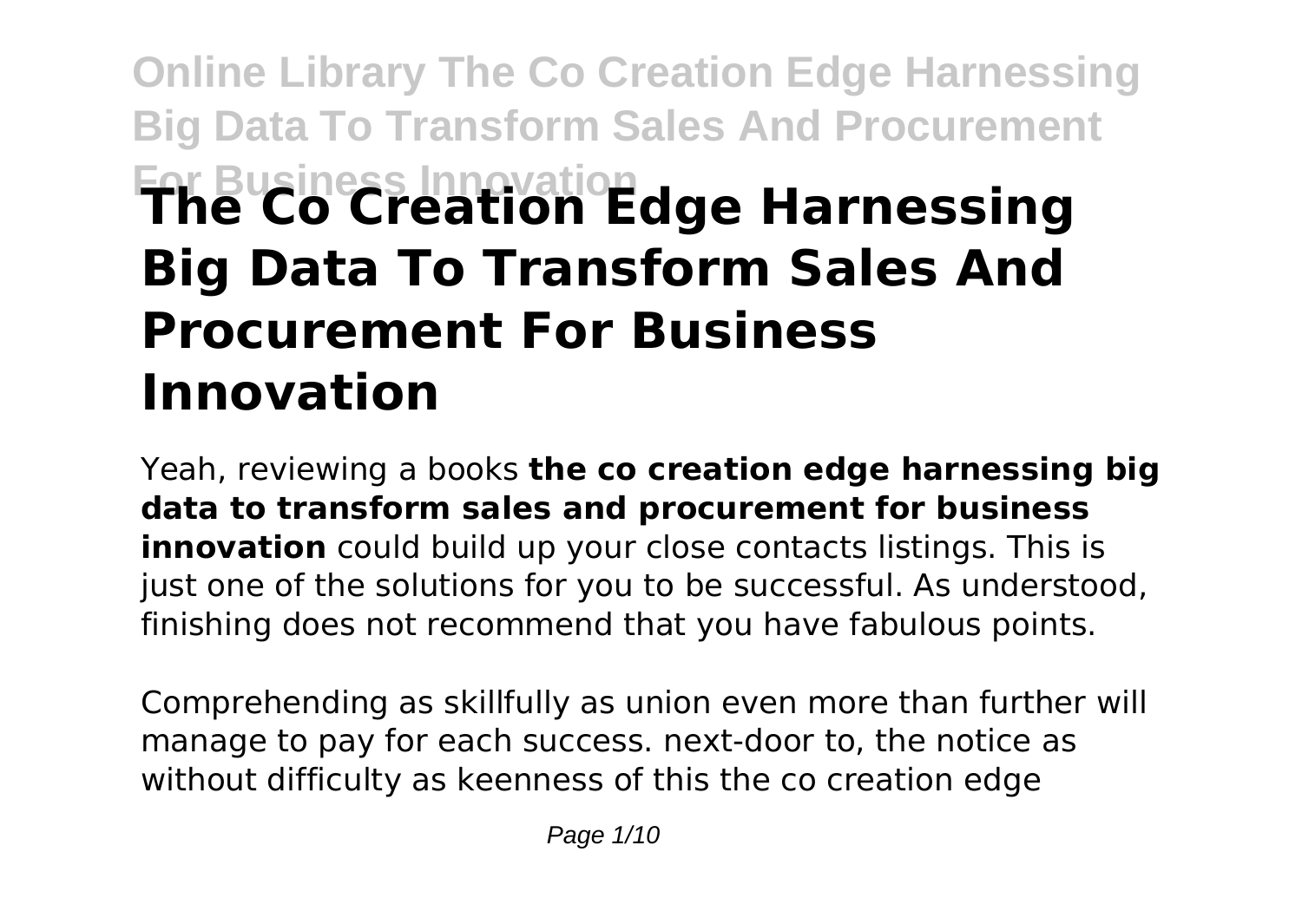# The Co Creation Edge Harnessing Big Data To Transform Sales And Procurement For Business Innovation

Yeah, reviewing a books **the co creation edge harnessing big data to transform sales and procurement for business innovation** could build up your close contacts listings. This is just one of the solutions for you to be successful. As understood, finishing does not recommend that you have fabulous points.

Comprehending as skillfully as union even more than further will manage to pay for each success. next-door to, the notice as without difficulty as keenness of this the co creation edge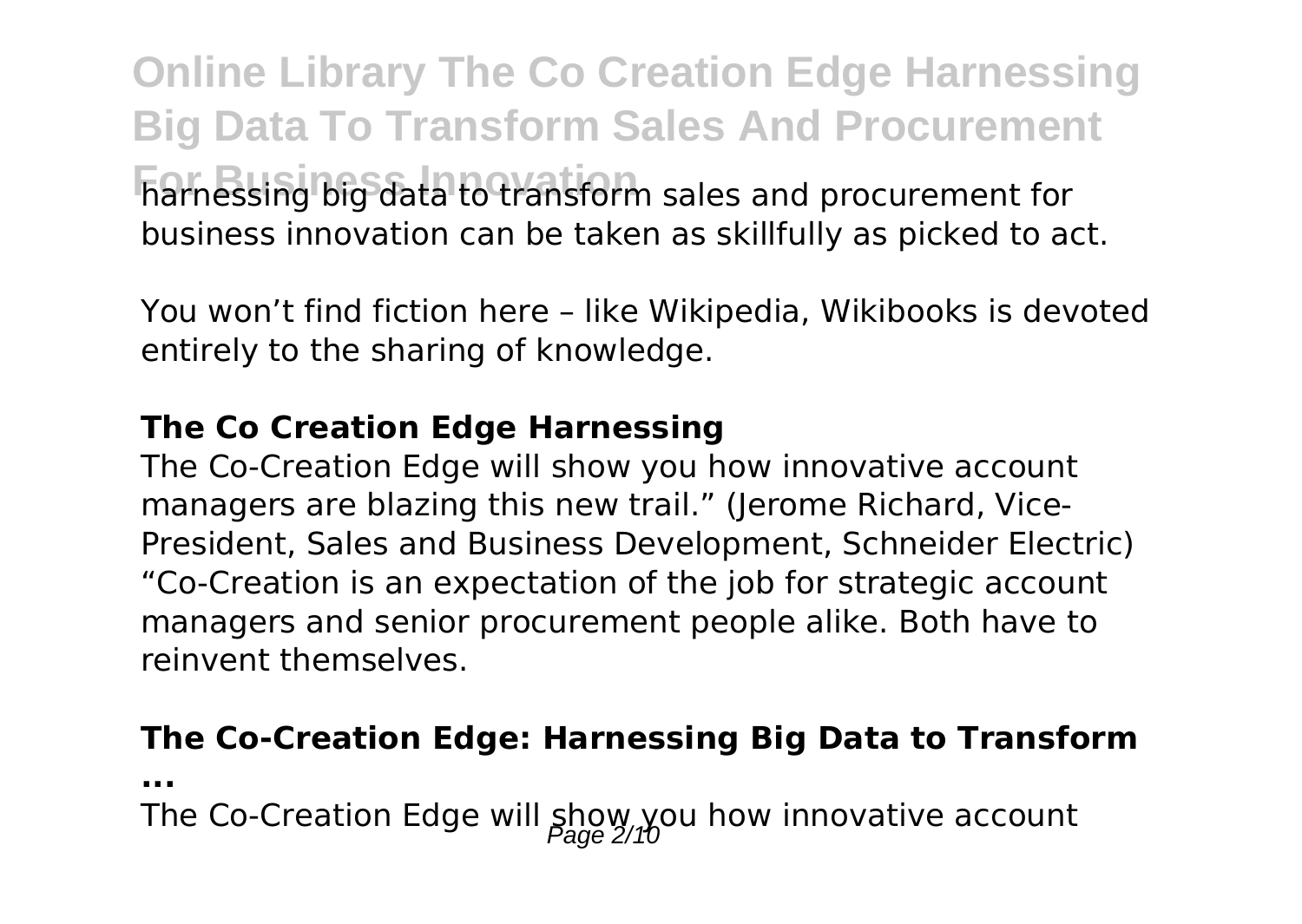harnessing big data to transform sales and procurement for business innovation can be taken as skillfully as picked to act.

You won't find fiction here – like Wikipedia, Wikibooks is devoted entirely to the sharing of knowledge.

### The Co Creation Edge Harnessing

The Co-Creation Edge will show you how innovative account managers are blazing this new trail." (Jerome Richard, Vice-President, Sales and Business Development, Schneider Electric) "Co-Creation is an expectation of the job for strategic account managers and senior procurement people alike. Both have to reinvent themselves.

### The Co-Creation Edge: Harnessing Big Data to Transform ...

The Co-Creation Edge will show you how innovative account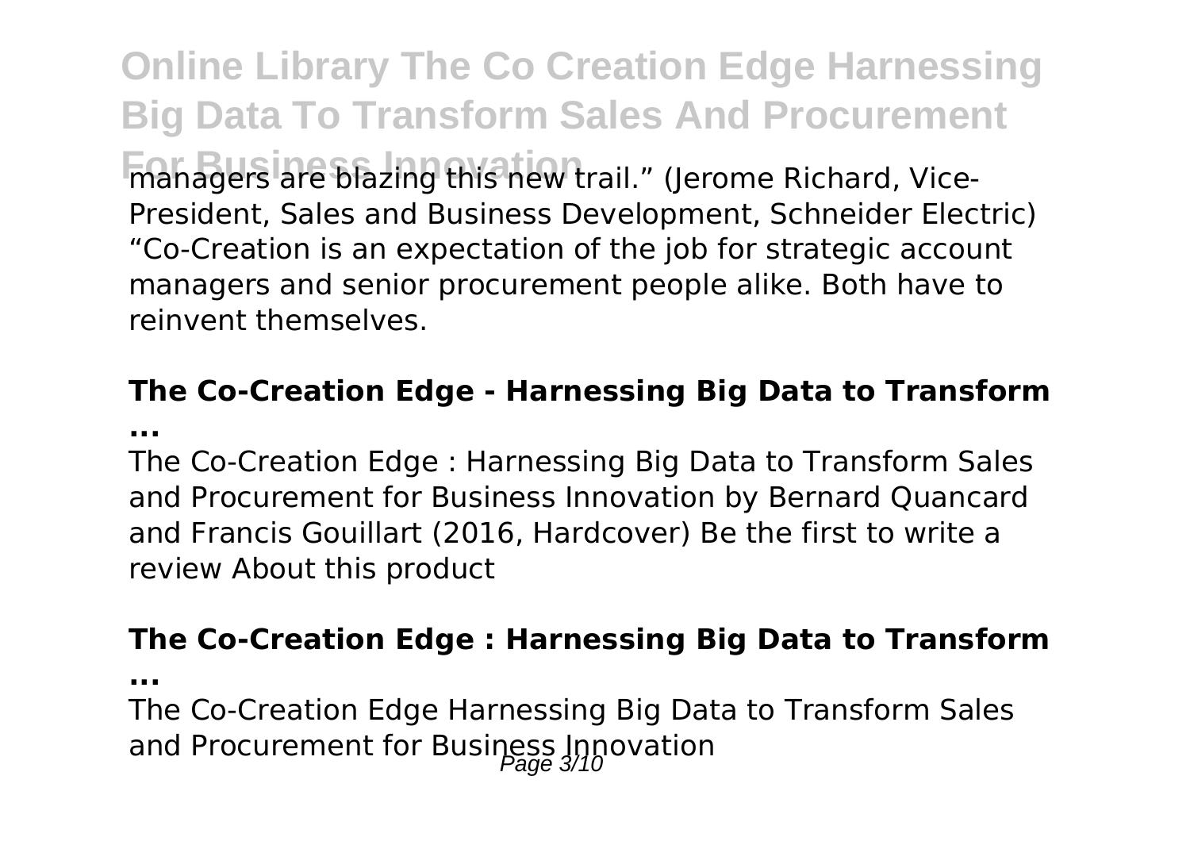managers are blazing this new trail." (Jerome Richard, Vice-President, Sales and Business Development, Schneider Electric) "Co-Creation is an expectation of the job for strategic account managers and senior procurement people alike. Both have to reinvent themselves.

### The Co-Creation Edge - Harnessing Big Data to Transform ...

The Co-Creation Edge : Harnessing Big Data to Transform Sales and Procurement for Business Innovation by Bernard Quancard and Francis Gouillart (2016, Hardcover) Be the first to write a review About this product

### The Co-Creation Edge : Harnessing Big Data to Transform ...

The Co-Creation Edge Harnessing Big Data to Transform Sales and Procurement for Business Innovation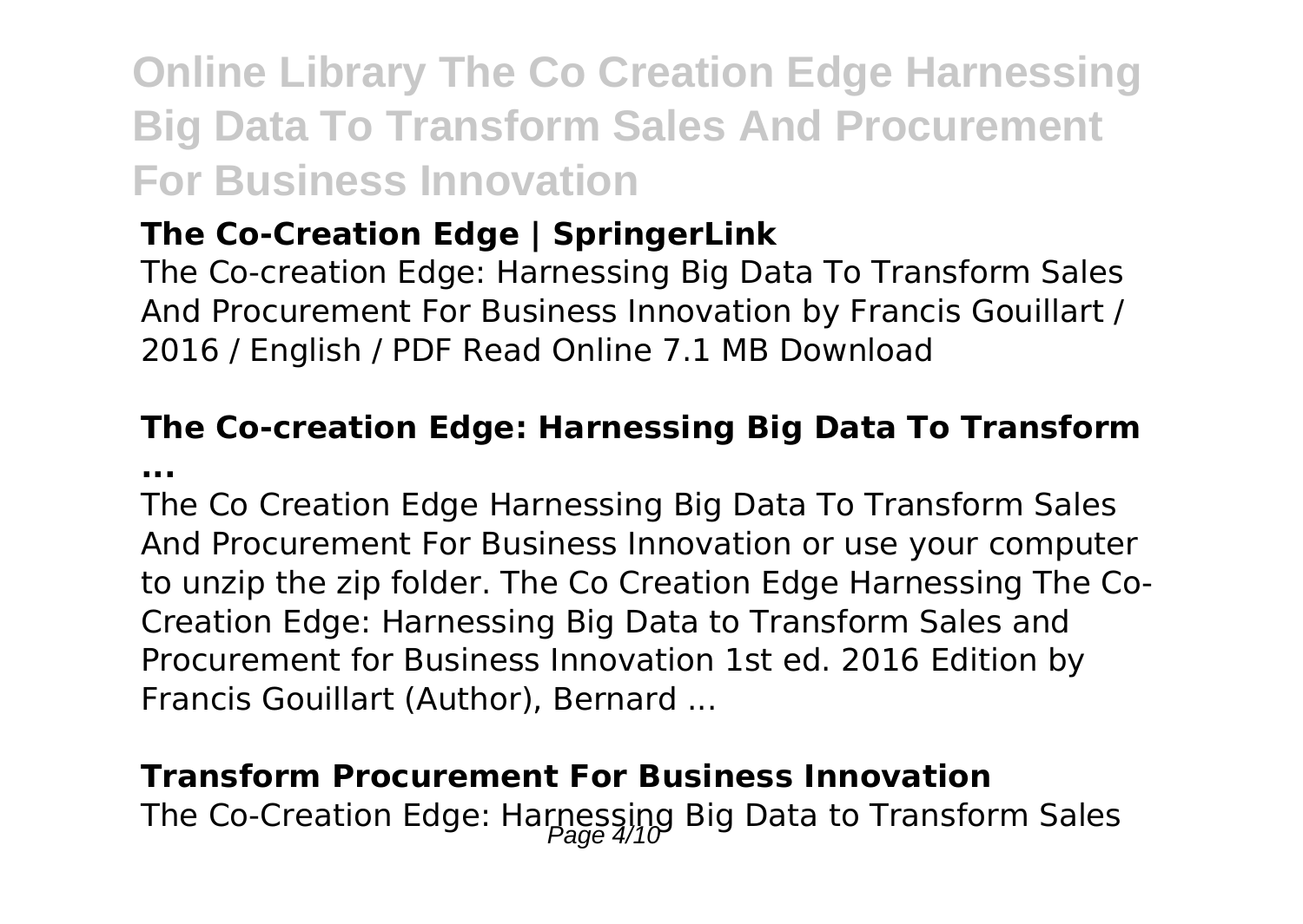### The Co-Creation Edge | SpringerLink

The Co-creation Edge: Harnessing Big Data To Transform Sales And Procurement For Business Innovation by Francis Gouillart / 2016 / English / PDF Read Online 7.1 MB Download

### The Co-creation Edge: Harnessing Big Data To Transform ...

The Co Creation Edge Harnessing Big Data To Transform Sales And Procurement For Business Innovation or use your computer to unzip the zip folder. The Co Creation Edge Harnessing The Co-Creation Edge: Harnessing Big Data to Transform Sales and Procurement for Business Innovation 1st ed. 2016 Edition by Francis Gouillart (Author), Bernard ...

### Transform Procurement For Business Innovation

The Co-Creation Edge: Harnessing Big Data to Transform Sales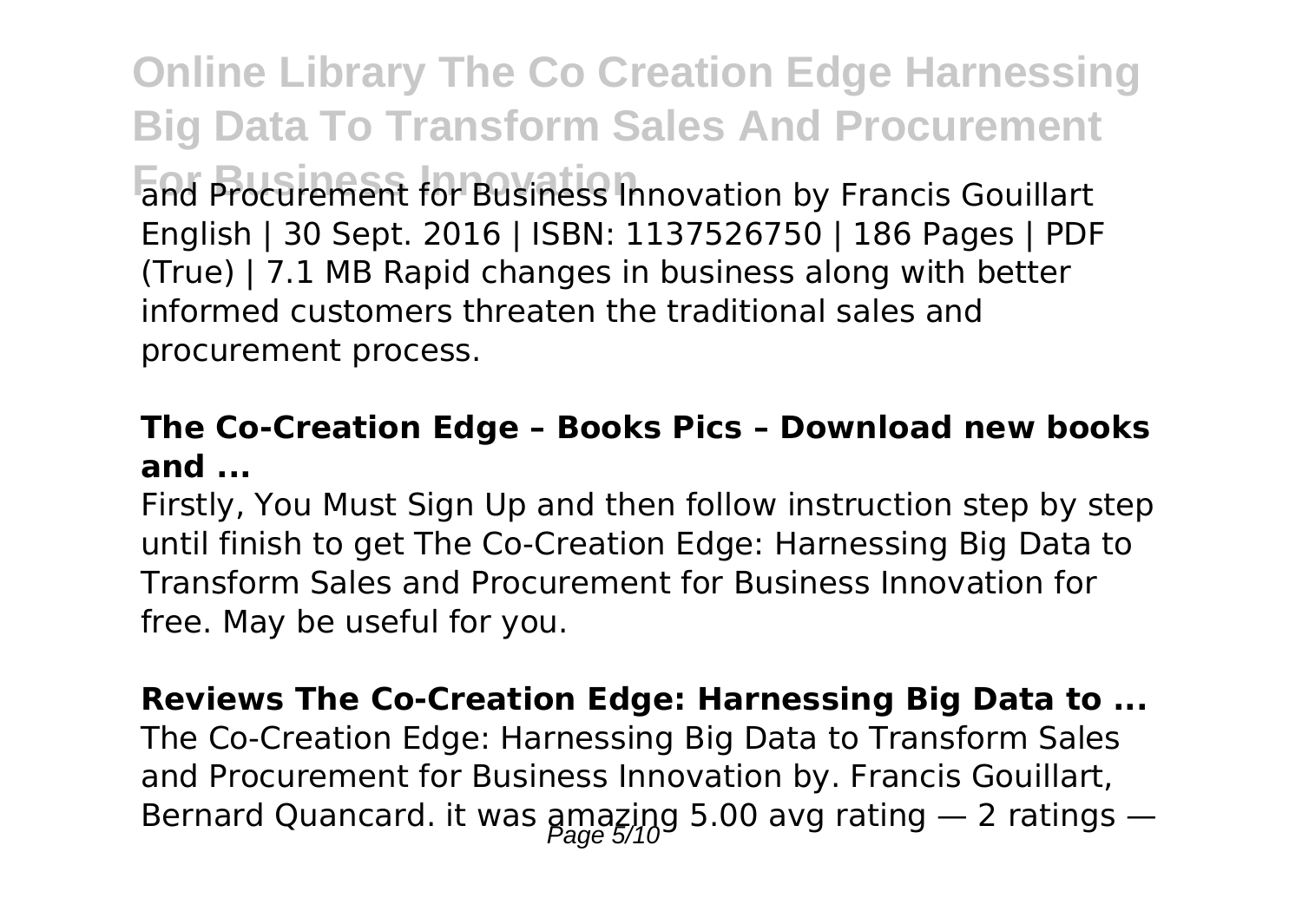and Procurement for Business Innovation by Francis Gouillart English | 30 Sept. 2016 | ISBN: 1137526750 | 186 Pages | PDF (True) | 7.1 MB Rapid changes in business along with better informed customers threaten the traditional sales and procurement process.

**The Co-Creation Edge – Books Pics – Download new books and ...**

Firstly, You Must Sign Up and then follow instruction step by step until finish to get The Co-Creation Edge: Harnessing Big Data to Transform Sales and Procurement for Business Innovation for free. May be useful for you.

**Reviews The Co-Creation Edge: Harnessing Big Data to ...**

The Co-Creation Edge: Harnessing Big Data to Transform Sales and Procurement for Business Innovation by. Francis Gouillart, Bernard Quancard. it was amazing 5.00 avg rating — 2 ratings —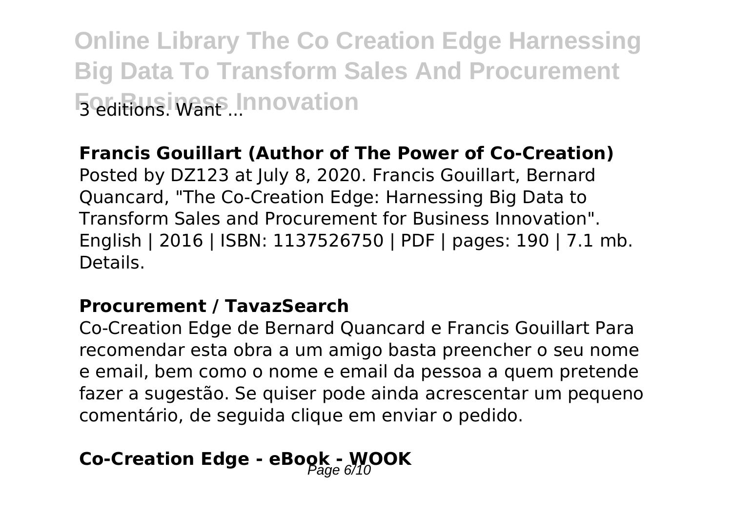3 editions. Want ...

**Francis Gouillart (Author of The Power of Co-Creation)**

Posted by DZ123 at July 8, 2020. Francis Gouillart, Bernard Quancard, "The Co-Creation Edge: Harnessing Big Data to Transform Sales and Procurement for Business Innovation". English | 2016 | ISBN: 1137526750 | PDF | pages: 190 | 7.1 mb. Details.

**Procurement / TavazSearch**

Co-Creation Edge de Bernard Quancard e Francis Gouillart Para recomendar esta obra a um amigo basta preencher o seu nome e email, bem como o nome e email da pessoa a quem pretende fazer a sugestão. Se quiser pode ainda acrescentar um pequeno comentário, de seguida clique em enviar o pedido.

**Co-Creation Edge - eBook - WOOK**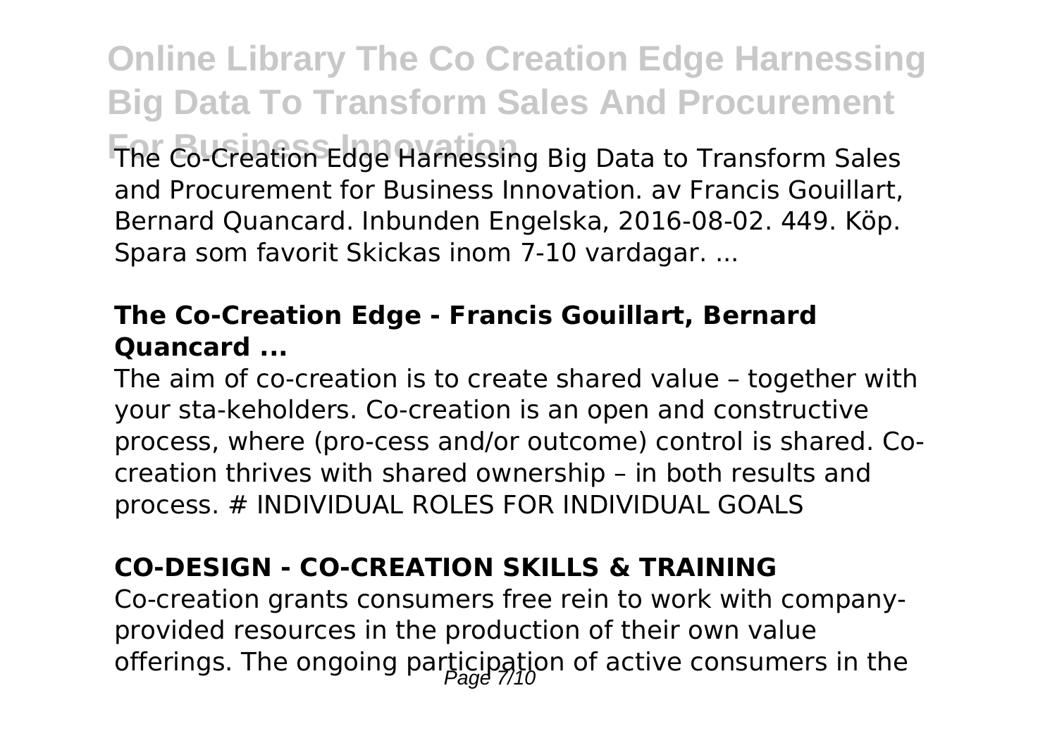The Co-Creation Edge Harnessing Big Data to Transform Sales and Procurement for Business Innovation. av Francis Gouillart, Bernard Quancard. Inbunden Engelska, 2016-08-02. 449. Köp. Spara som favorit Skickas inom 7-10 vardagar. ...

### The Co-Creation Edge - Francis Gouillart, Bernard Quancard ...

The aim of co-creation is to create shared value – together with your sta-keholders. Co-creation is an open and constructive process, where (pro-cess and/or outcome) control is shared. Co-creation thrives with shared ownership – in both results and process. # INDIVIDUAL ROLES FOR INDIVIDUAL GOALS

### CO-DESIGN - CO-CREATION SKILLS & TRAINING

Co-creation grants consumers free rein to work with company-provided resources in the production of their own value offerings. The ongoing participation of active consumers in the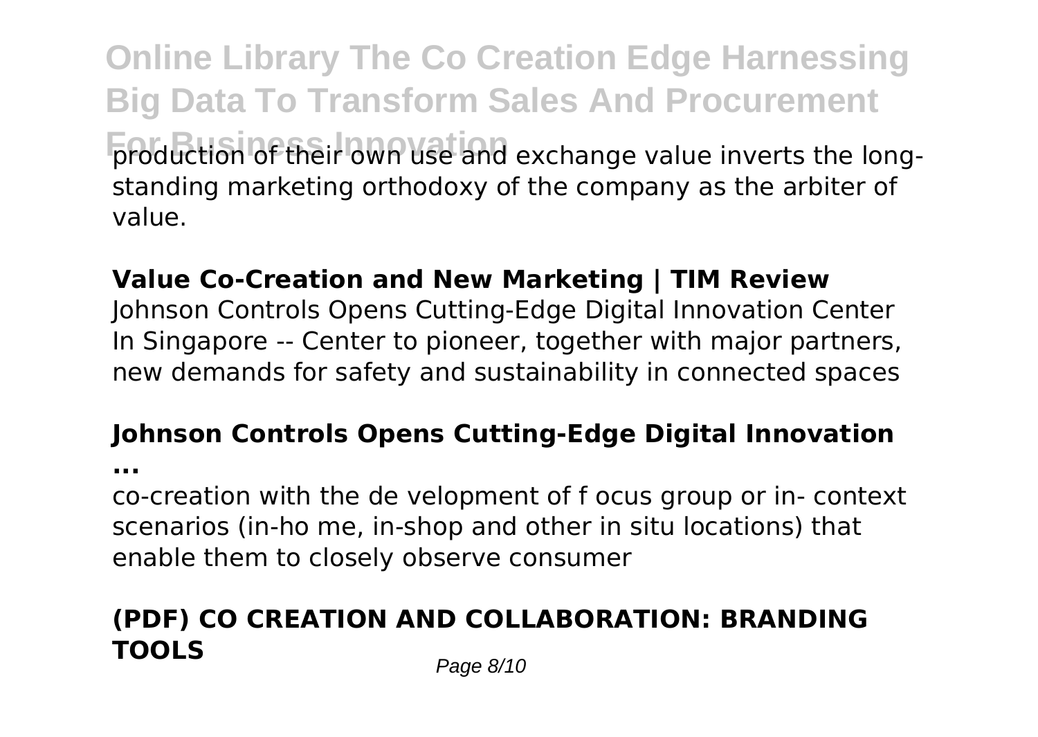production of their own use and exchange value inverts the long-standing marketing orthodoxy of the company as the arbiter of value.

**Value Co-Creation and New Marketing | TIM Review**

Johnson Controls Opens Cutting-Edge Digital Innovation Center In Singapore -- Center to pioneer, together with major partners, new demands for safety and sustainability in connected spaces

**Johnson Controls Opens Cutting-Edge Digital Innovation ...**

co-creation with the de velopment of f ocus group or in- context scenarios (in-ho me, in-shop and other in situ locations) that enable them to closely observe consumer

**(PDF) CO CREATION AND COLLABORATION: BRANDING TOOLS**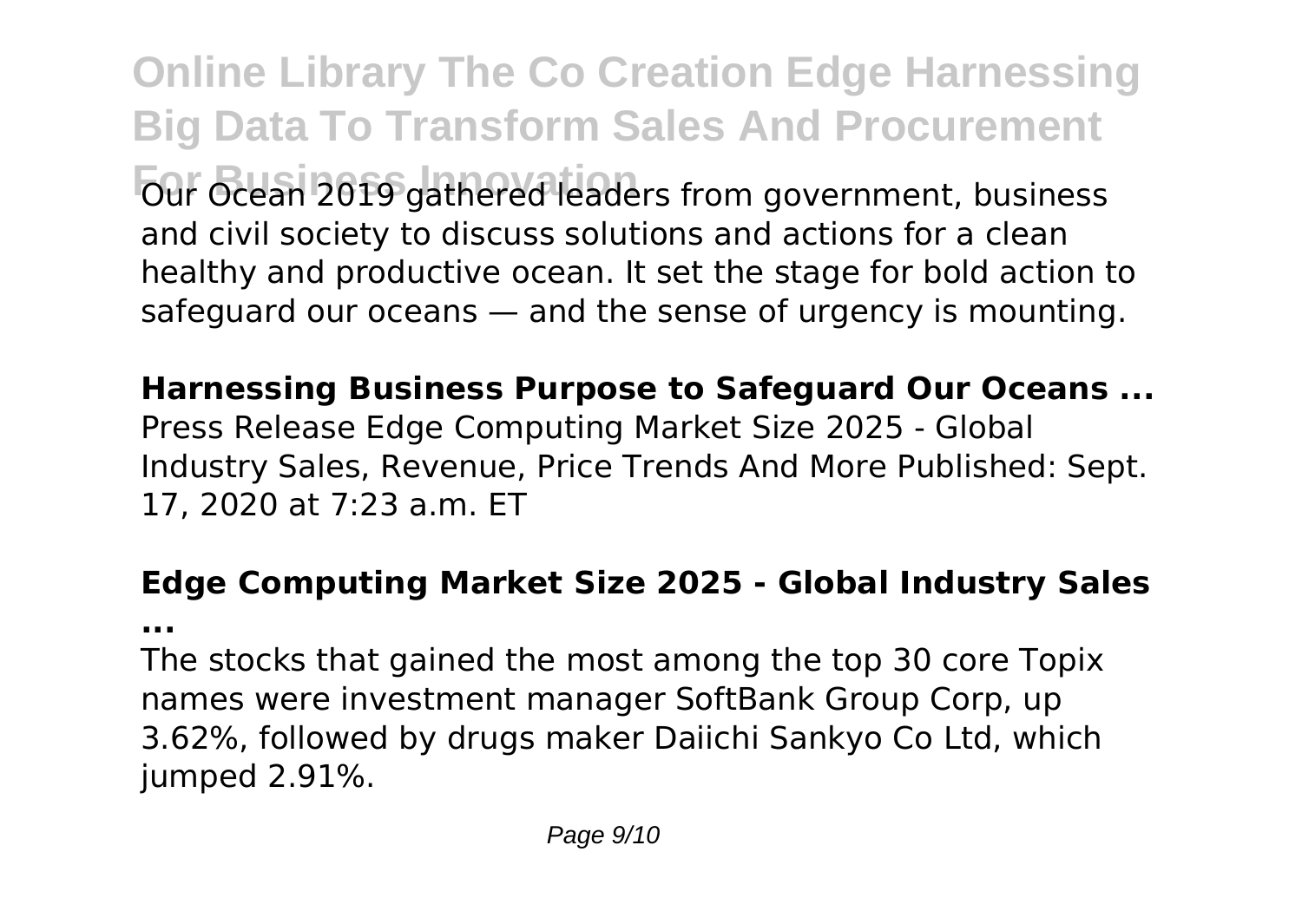Our Ocean 2019 gathered leaders from government, business and civil society to discuss solutions and actions for a clean healthy and productive ocean. It set the stage for bold action to safeguard our oceans — and the sense of urgency is mounting.

**Harnessing Business Purpose to Safeguard Our Oceans ...**

Press Release Edge Computing Market Size 2025 - Global Industry Sales, Revenue, Price Trends And More Published: Sept. 17, 2020 at 7:23 a.m. ET

**Edge Computing Market Size 2025 - Global Industry Sales ...**

The stocks that gained the most among the top 30 core Topix names were investment manager SoftBank Group Corp, up 3.62%, followed by drugs maker Daiichi Sankyo Co Ltd, which jumped 2.91%.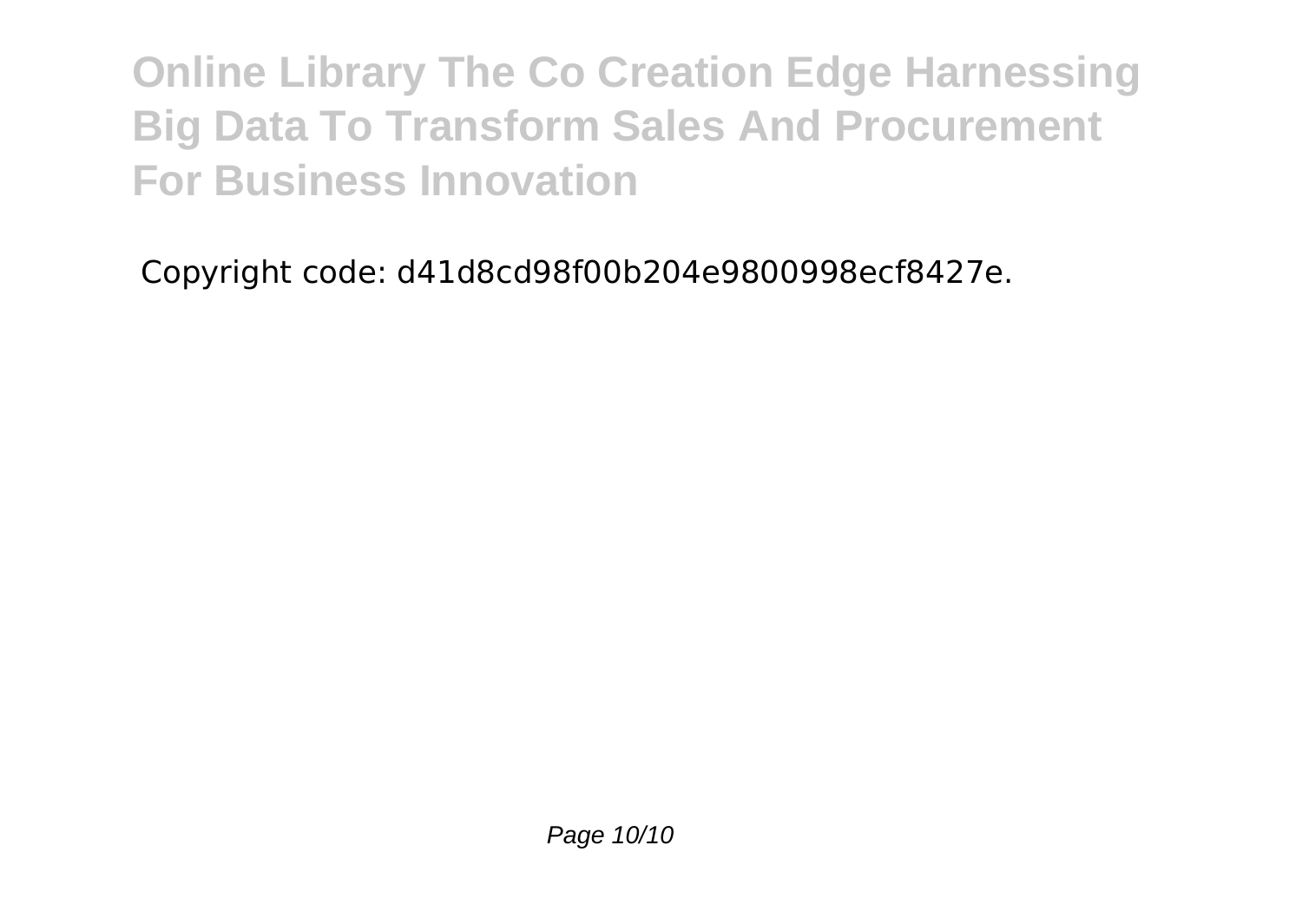Copyright code: d41d8cd98f00b204e9800998ecf8427e.